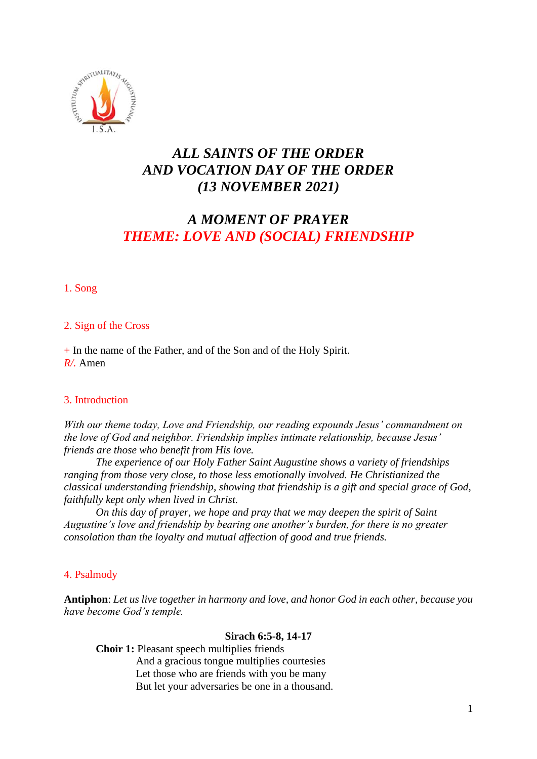# *ALL SAINTS OF THE ORDER AND VOCATION DAY OF THE ORDER (13 NOVEMBER 2021)*

## *A MOMENT OF PRAYER*
## *THEME: LOVE AND (SOCIAL) FRIENDSHIP*

### 1. Song

### 2. Sign of the Cross

+ In the name of the Father, and of the Son and of the Holy Spirit.
*R/.* Amen

### 3. Introduction

*With our theme today, Love and Friendship, our reading expounds Jesus' commandment on the love of God and neighbor. Friendship implies intimate relationship, because Jesus' friends are those who benefit from His love.*

*The experience of our Holy Father Saint Augustine shows a variety of friendships ranging from those very close, to those less emotionally involved. He Christianized the classical understanding friendship, showing that friendship is a gift and special grace of God, faithfully kept only when lived in Christ.*

*On this day of prayer, we hope and pray that we may deepen the spirit of Saint Augustine's love and friendship by bearing one another's burden, for there is no greater consolation than the loyalty and mutual affection of good and true friends.*

### 4. Psalmody

**Antiphon**: *Let us live together in harmony and love, and honor God in each other, because you have become God's temple.*

**Sirach 6:5-8, 14-17**

**Choir 1:** Pleasant speech multiplies friends
And a gracious tongue multiplies courtesies
Let those who are friends with you be many
But let your adversaries be one in a thousand.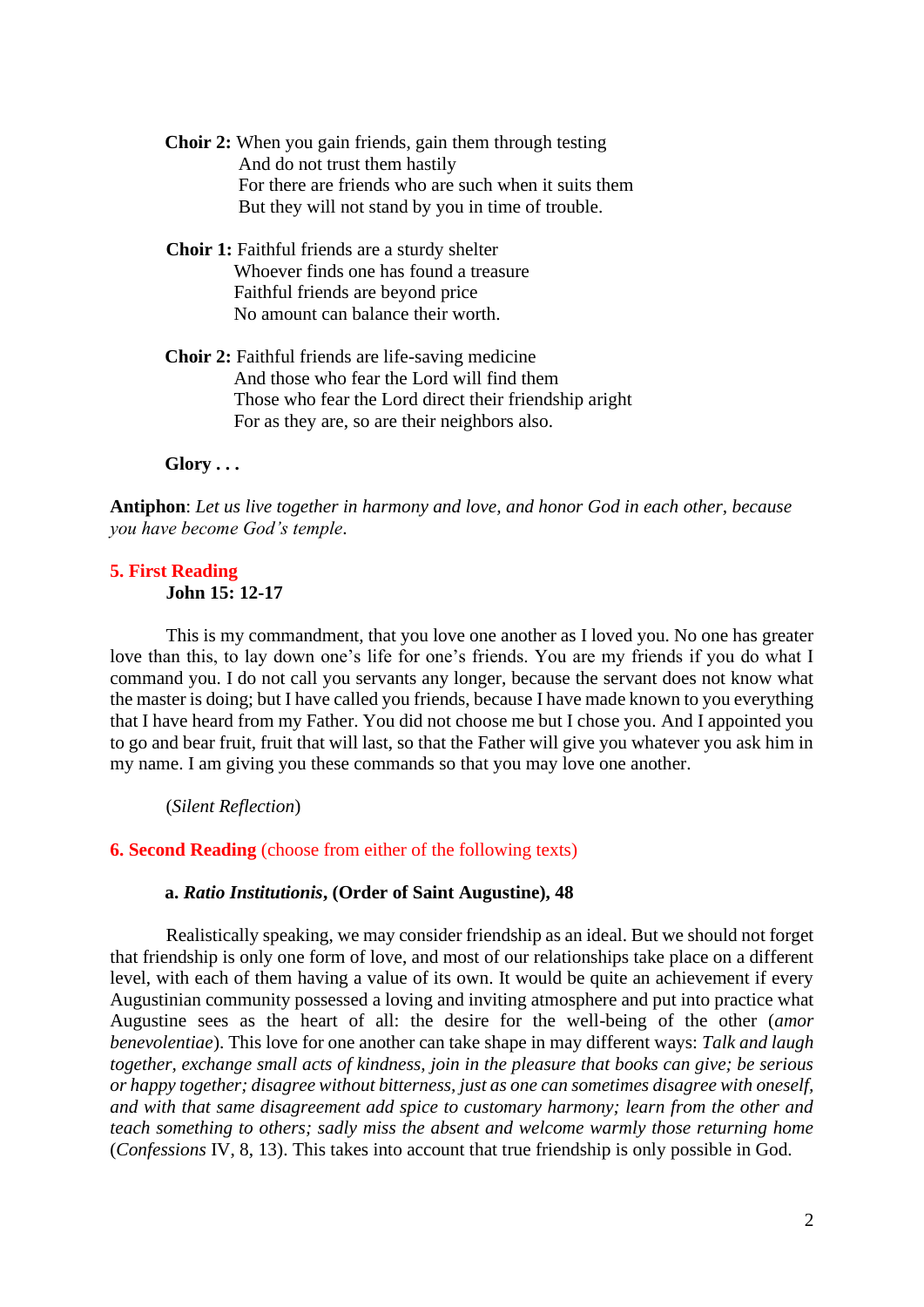**Choir 2:** When you gain friends, gain them through testing
And do not trust them hastily
For there are friends who are such when it suits them
But they will not stand by you in time of trouble.

**Choir 1:** Faithful friends are a sturdy shelter
Whoever finds one has found a treasure
Faithful friends are beyond price
No amount can balance their worth.

**Choir 2:** Faithful friends are life-saving medicine
And those who fear the Lord will find them
Those who fear the Lord direct their friendship aright
For as they are, so are their neighbors also.

**Glory . . .**

**Antiphon**: *Let us live together in harmony and love, and honor God in each other, because you have become God's temple.*

## 5. First Reading

**John 15: 12-17**

This is my commandment, that you love one another as I loved you. No one has greater love than this, to lay down one's life for one's friends. You are my friends if you do what I command you. I do not call you servants any longer, because the servant does not know what the master is doing; but I have called you friends, because I have made known to you everything that I have heard from my Father. You did not choose me but I chose you. And I appointed you to go and bear fruit, fruit that will last, so that the Father will give you whatever you ask him in my name. I am giving you these commands so that you may love one another.

(*Silent Reflection*)

## 6. Second Reading (choose from either of the following texts)

**a. *Ratio Institutionis*, (Order of Saint Augustine), 48**

Realistically speaking, we may consider friendship as an ideal. But we should not forget that friendship is only one form of love, and most of our relationships take place on a different level, with each of them having a value of its own. It would be quite an achievement if every Augustinian community possessed a loving and inviting atmosphere and put into practice what Augustine sees as the heart of all: the desire for the well-being of the other (*amor benevolentiae*). This love for one another can take shape in may different ways: *Talk and laugh together, exchange small acts of kindness, join in the pleasure that books can give; be serious or happy together; disagree without bitterness, just as one can sometimes disagree with oneself, and with that same disagreement add spice to customary harmony; learn from the other and teach something to others; sadly miss the absent and welcome warmly those returning home* (*Confessions* IV, 8, 13). This takes into account that true friendship is only possible in God.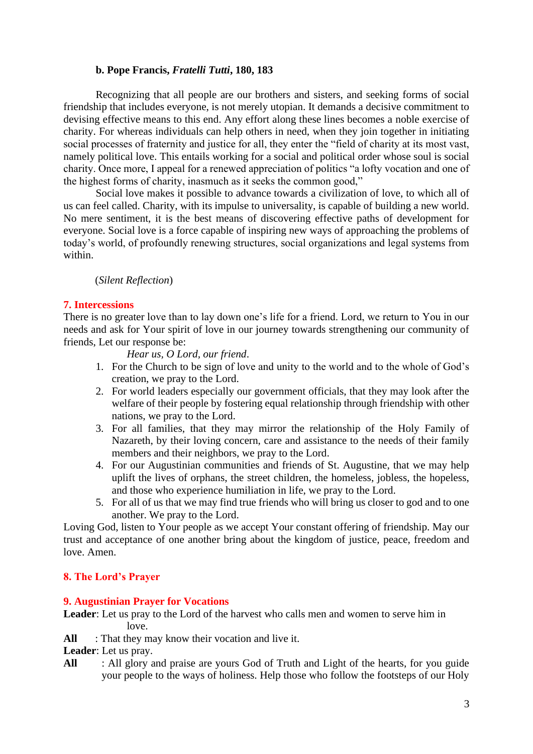**b. Pope Francis, *Fratelli Tutti*, 180, 183**

Recognizing that all people are our brothers and sisters, and seeking forms of social friendship that includes everyone, is not merely utopian. It demands a decisive commitment to devising effective means to this end. Any effort along these lines becomes a noble exercise of charity. For whereas individuals can help others in need, when they join together in initiating social processes of fraternity and justice for all, they enter the "field of charity at its most vast, namely political love. This entails working for a social and political order whose soul is social charity. Once more, I appeal for a renewed appreciation of politics "a lofty vocation and one of the highest forms of charity, inasmuch as it seeks the common good,"

Social love makes it possible to advance towards a civilization of love, to which all of us can feel called. Charity, with its impulse to universality, is capable of building a new world. No mere sentiment, it is the best means of discovering effective paths of development for everyone. Social love is a force capable of inspiring new ways of approaching the problems of today's world, of profoundly renewing structures, social organizations and legal systems from within.

(*Silent Reflection*)

## 7. Intercessions

There is no greater love than to lay down one's life for a friend. Lord, we return to You in our needs and ask for Your spirit of love in our journey towards strengthening our community of friends, Let our response be:

*Hear us, O Lord, our friend.*

1. For the Church to be sign of love and unity to the world and to the whole of God's creation, we pray to the Lord.
2. For world leaders especially our government officials, that they may look after the welfare of their people by fostering equal relationship through friendship with other nations, we pray to the Lord.
3. For all families, that they may mirror the relationship of the Holy Family of Nazareth, by their loving concern, care and assistance to the needs of their family members and their neighbors, we pray to the Lord.
4. For our Augustinian communities and friends of St. Augustine, that we may help uplift the lives of orphans, the street children, the homeless, jobless, the hopeless, and those who experience humiliation in life, we pray to the Lord.
5. For all of us that we may find true friends who will bring us closer to god and to one another. We pray to the Lord.

Loving God, listen to Your people as we accept Your constant offering of friendship. May our trust and acceptance of one another bring about the kingdom of justice, peace, freedom and love. Amen.

## 8. The Lord's Prayer

## 9. Augustinian Prayer for Vocations

**Leader**: Let us pray to the Lord of the harvest who calls men and women to serve him in love.

**All** : That they may know their vocation and live it.

**Leader**: Let us pray.

**All** : All glory and praise are yours God of Truth and Light of the hearts, for you guide your people to the ways of holiness. Help those who follow the footsteps of our Holy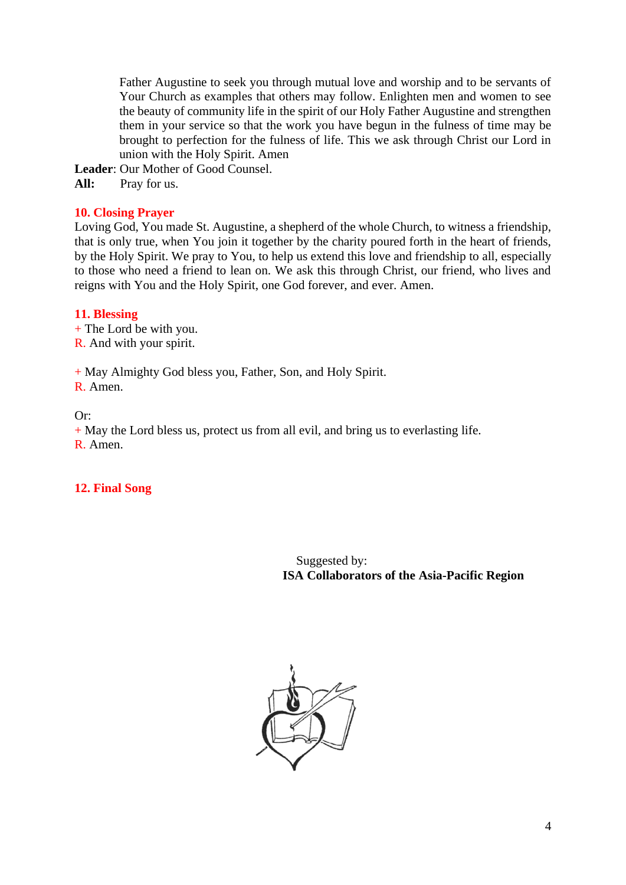Father Augustine to seek you through mutual love and worship and to be servants of Your Church as examples that others may follow. Enlighten men and women to see the beauty of community life in the spirit of our Holy Father Augustine and strengthen them in your service so that the work you have begun in the fulness of time may be brought to perfection for the fulness of life. This we ask through Christ our Lord in union with the Holy Spirit. Amen

**Leader**: Our Mother of Good Counsel.
**All:** Pray for us.

### 10. Closing Prayer

Loving God, You made St. Augustine, a shepherd of the whole Church, to witness a friendship, that is only true, when You join it together by the charity poured forth in the heart of friends, by the Holy Spirit. We pray to You, to help us extend this love and friendship to all, especially to those who need a friend to lean on. We ask this through Christ, our friend, who lives and reigns with You and the Holy Spirit, one God forever, and ever. Amen.

### 11. Blessing

\+ The Lord be with you.
R. And with your spirit.

\+ May Almighty God bless you, Father, Son, and Holy Spirit.
R. Amen.

Or:
\+ May the Lord bless us, protect us from all evil, and bring us to everlasting life.
R. Amen.

### 12. Final Song

Suggested by:
**ISA Collaborators of the Asia-Pacific Region**